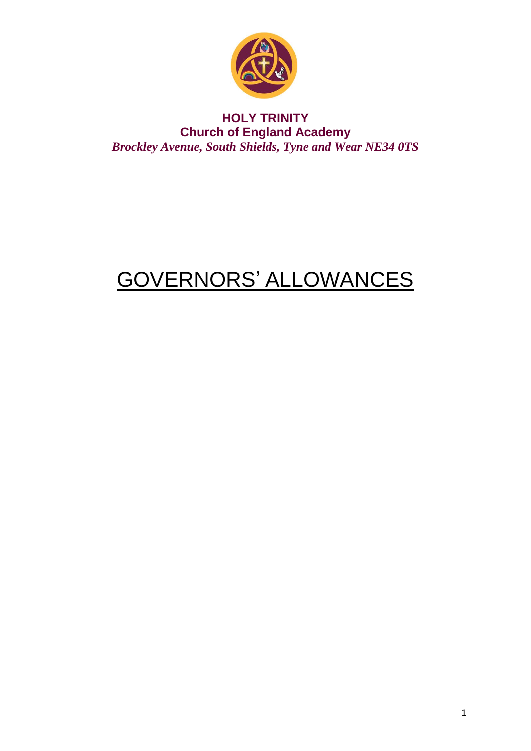**HOLY TRINITY**
**Church of England Academy**
*Brockley Avenue, South Shields, Tyne and Wear NE34 0TS*

# GOVERNORS' ALLOWANCES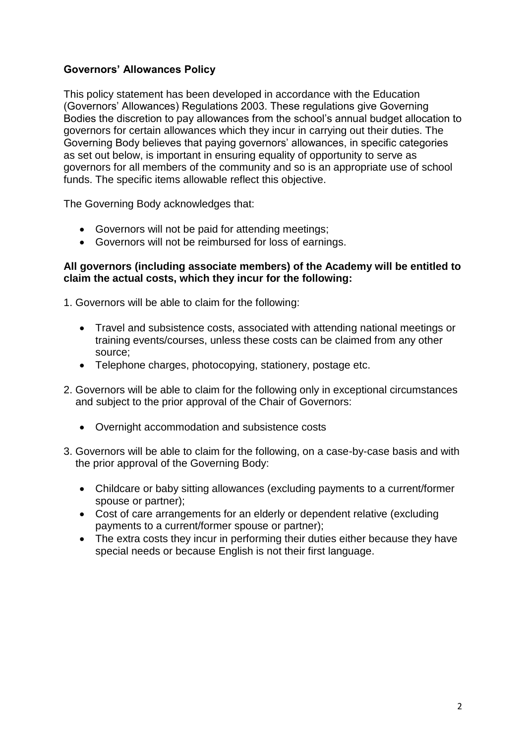## Governors' Allowances Policy

This policy statement has been developed in accordance with the Education (Governors' Allowances) Regulations 2003. These regulations give Governing Bodies the discretion to pay allowances from the school's annual budget allocation to governors for certain allowances which they incur in carrying out their duties. The Governing Body believes that paying governors' allowances, in specific categories as set out below, is important in ensuring equality of opportunity to serve as governors for all members of the community and so is an appropriate use of school funds. The specific items allowable reflect this objective.

The Governing Body acknowledges that:

- Governors will not be paid for attending meetings;
- Governors will not be reimbursed for loss of earnings.

**All governors (including associate members) of the Academy will be entitled to claim the actual costs, which they incur for the following:**

1. Governors will be able to claim for the following:
    - Travel and subsistence costs, associated with attending national meetings or training events/courses, unless these costs can be claimed from any other source;
    - Telephone charges, photocopying, stationery, postage etc.
2. Governors will be able to claim for the following only in exceptional circumstances and subject to the prior approval of the Chair of Governors:
    - Overnight accommodation and subsistence costs
3. Governors will be able to claim for the following, on a case-by-case basis and with the prior approval of the Governing Body:
    - Childcare or baby sitting allowances (excluding payments to a current/former spouse or partner);
    - Cost of care arrangements for an elderly or dependent relative (excluding payments to a current/former spouse or partner);
    - The extra costs they incur in performing their duties either because they have special needs or because English is not their first language.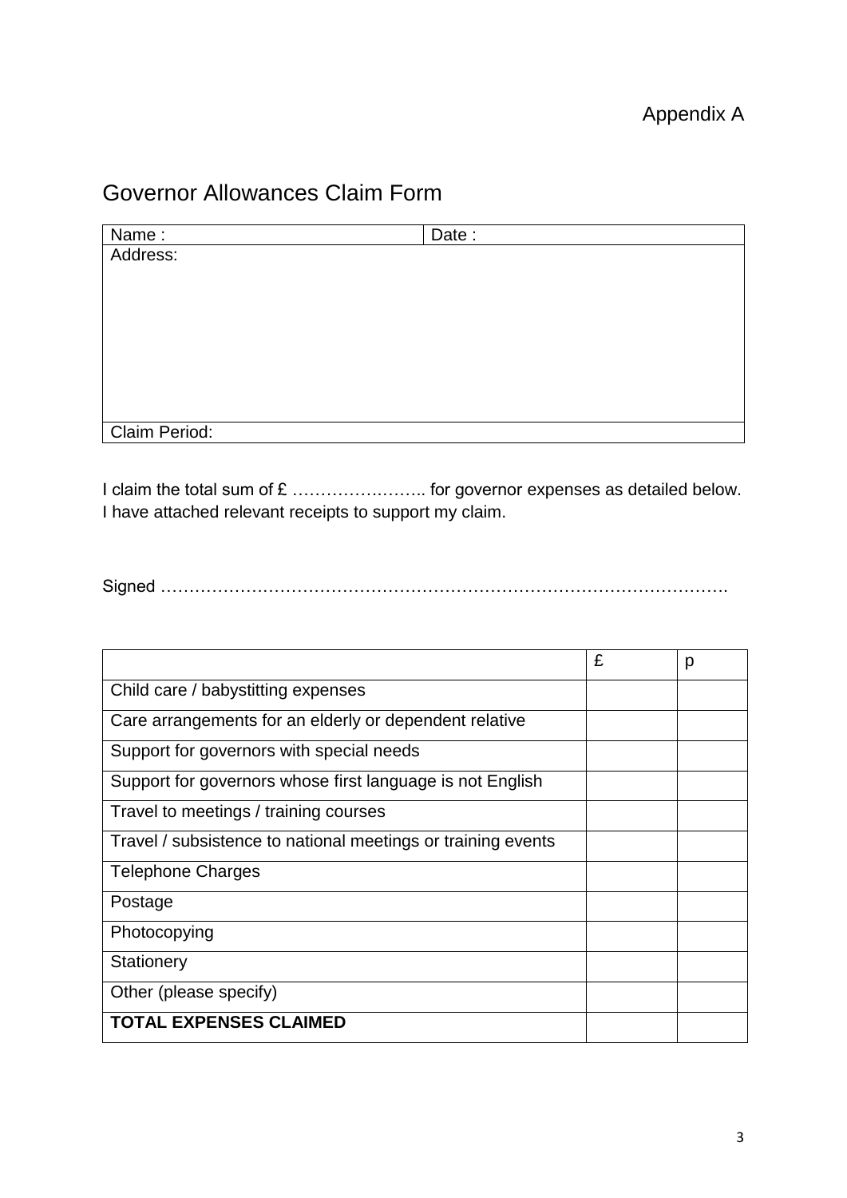Appendix A

# Governor Allowances Claim Form

| Name : | Date : |
|---|---|
| Address: | |
| Claim Period: | |

I claim the total sum of £ …………….…….. for governor expenses as detailed below. I have attached relevant receipts to support my claim.

Signed ……………………………………………………………………………………….

| | £ | p |
|---|---|---|
| Child care / babystitting expenses | | |
| Care arrangements for an elderly or dependent relative | | |
| Support for governors with special needs | | |
| Support for governors whose first language is not English | | |
| Travel to meetings / training courses | | |
| Travel / subsistence to national meetings or training events | | |
| Telephone Charges | | |
| Postage | | |
| Photocopying | | |
| Stationery | | |
| Other (please specify) | | |
| **TOTAL EXPENSES CLAIMED** | | |